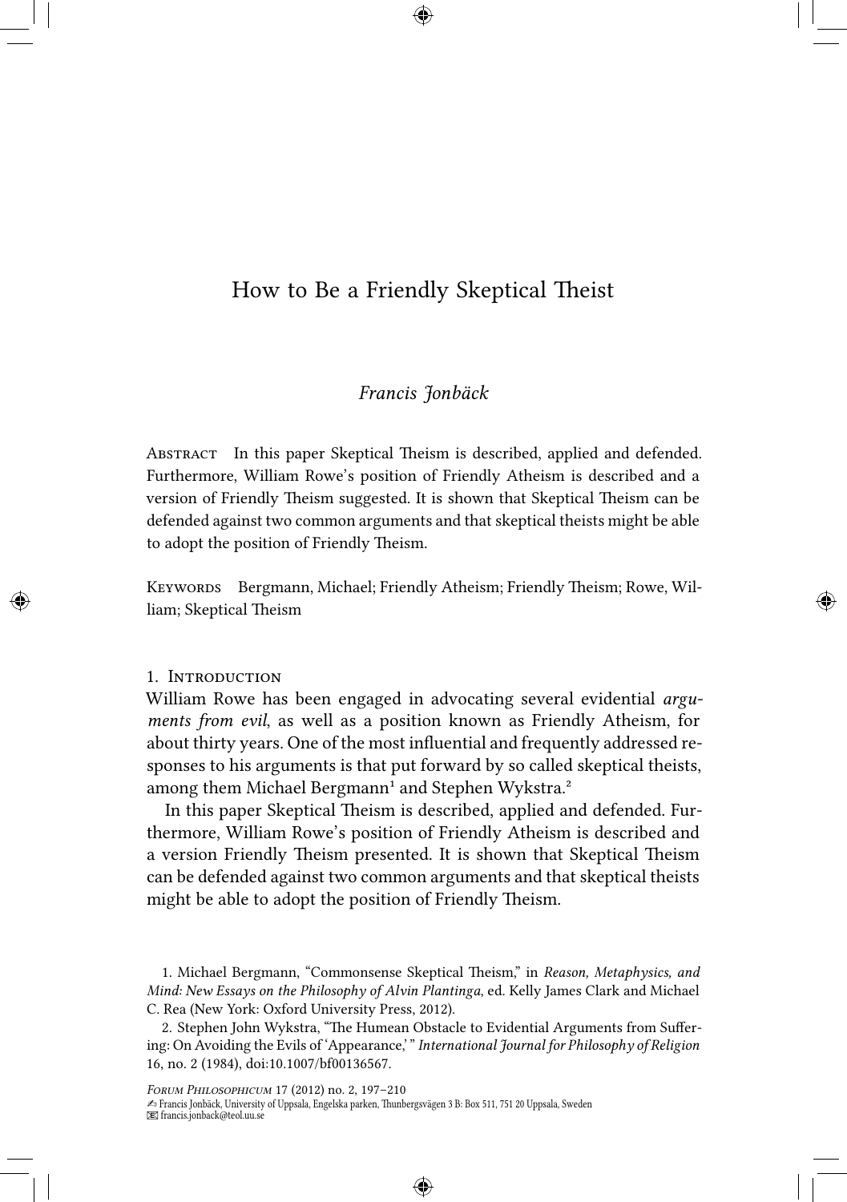# How to Be a Friendly Skeptical Theist

*Francis Jonbäck*

Abstract In this paper Skeptical Theism is described, applied and defended. Furthermore, William Rowe's position of Friendly Atheism is described and a version of Friendly Theism suggested. It is shown that Skeptical Theism can be defended against two common arguments and that skeptical theists might be able to adopt the position of Friendly Theism.

Keywords Bergmann, Michael; Friendly Atheism; Friendly Theism; Rowe, William; Skeptical Theism

## 1. Introduction

William Rowe has been engaged in advocating several evidential *arguments from evil*, as well as a position known as Friendly Atheism, for about thirty years. One of the most influential and frequently addressed responses to his arguments is that put forward by so called skeptical theists, among them Michael Bergmann[1] and Stephen Wykstra.[2]

In this paper Skeptical Theism is described, applied and defended. Furthermore, William Rowe's position of Friendly Atheism is described and a version Friendly Theism presented. It is shown that Skeptical Theism can be defended against two common arguments and that skeptical theists might be able to adopt the position of Friendly Theism.

1. Michael Bergmann, "Commonsense Skeptical Theism," in *Reason, Metaphysics, and Mind: New Essays on the Philosophy of Alvin Plantinga*, ed. Kelly James Clark and Michael C. Rea (New York: Oxford University Press, 2012).

2. Stephen John Wykstra, "The Humean Obstacle to Evidential Arguments from Suffering: On Avoiding the Evils of 'Appearance,' " *International Journal for Philosophy of Religion* 16, no. 2 (1984), doi:10.1007/bf00136567.

✍ Francis Jonbäck, University of Uppsala, Engelska parken, Thunbergsvägen 3 B: Box 511, 751 20 Uppsala, Sweden
✉ francis.jonback@teol.uu.se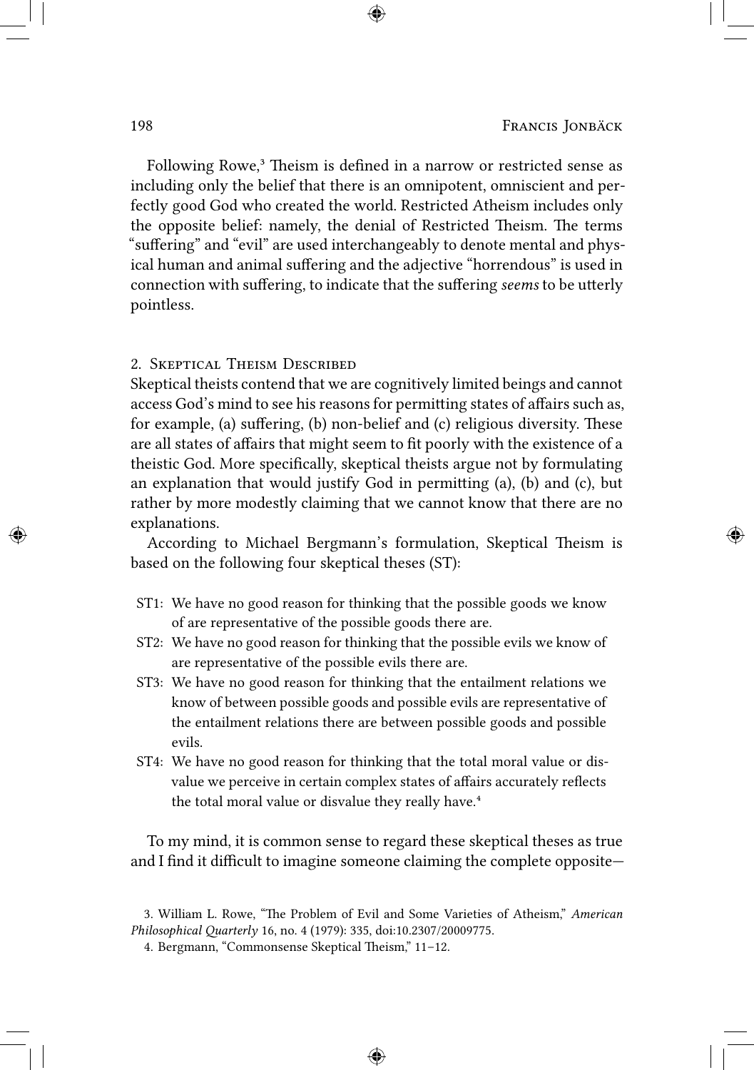Following Rowe,[3] Theism is defined in a narrow or restricted sense as including only the belief that there is an omnipotent, omniscient and perfectly good God who created the world. Restricted Atheism includes only the opposite belief: namely, the denial of Restricted Theism. The terms "suffering" and "evil" are used interchangeably to denote mental and physical human and animal suffering and the adjective "horrendous" is used in connection with suffering, to indicate that the suffering *seems* to be utterly pointless.

## 2. Skeptical Theism Described

Skeptical theists contend that we are cognitively limited beings and cannot access God's mind to see his reasons for permitting states of affairs such as, for example, (a) suffering, (b) non-belief and (c) religious diversity. These are all states of affairs that might seem to fit poorly with the existence of a theistic God. More specifically, skeptical theists argue not by formulating an explanation that would justify God in permitting (a), (b) and (c), but rather by more modestly claiming that we cannot know that there are no explanations.

According to Michael Bergmann's formulation, Skeptical Theism is based on the following four skeptical theses (ST):

- ST1: We have no good reason for thinking that the possible goods we know of are representative of the possible goods there are.
- ST2: We have no good reason for thinking that the possible evils we know of are representative of the possible evils there are.
- ST3: We have no good reason for thinking that the entailment relations we know of between possible goods and possible evils are representative of the entailment relations there are between possible goods and possible evils.
- ST4: We have no good reason for thinking that the total moral value or disvalue we perceive in certain complex states of affairs accurately reflects the total moral value or disvalue they really have.[4]

To my mind, it is common sense to regard these skeptical theses as true and I find it difficult to imagine someone claiming the complete opposite—

3. William L. Rowe, "The Problem of Evil and Some Varieties of Atheism," *American Philosophical Quarterly* 16, no. 4 (1979): 335, doi:10.2307/20009775.

4. Bergmann, "Commonsense Skeptical Theism," 11–12.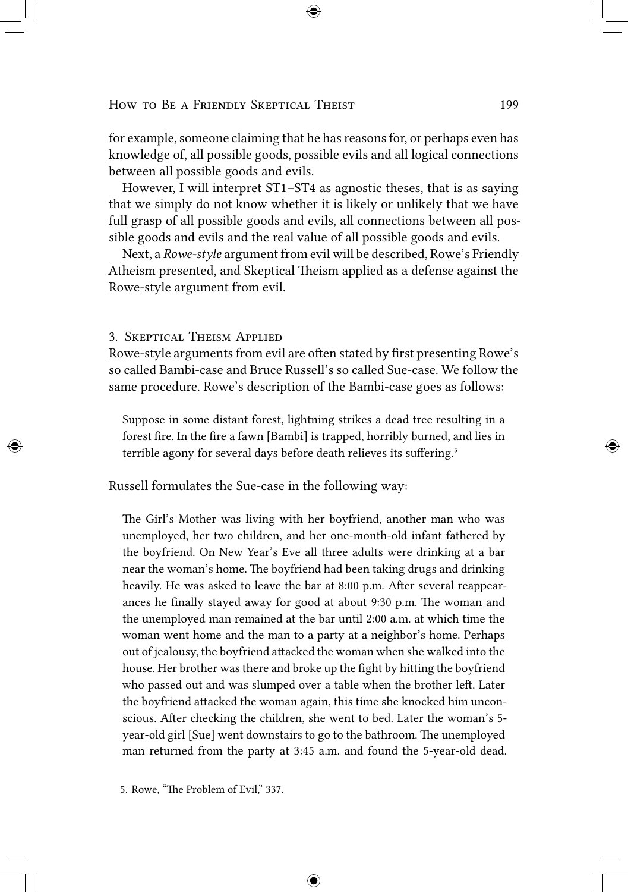for example, someone claiming that he has reasons for, or perhaps even has knowledge of, all possible goods, possible evils and all logical connections between all possible goods and evils.

However, I will interpret ST1–ST4 as agnostic theses, that is as saying that we simply do not know whether it is likely or unlikely that we have full grasp of all possible goods and evils, all connections between all possible goods and evils and the real value of all possible goods and evils.

Next, a *Rowe-style* argument from evil will be described, Rowe's Friendly Atheism presented, and Skeptical Theism applied as a defense against the Rowe-style argument from evil.

## 3. Skeptical Theism Applied

Rowe-style arguments from evil are often stated by first presenting Rowe's so called Bambi-case and Bruce Russell's so called Sue-case. We follow the same procedure. Rowe's description of the Bambi-case goes as follows:

> Suppose in some distant forest, lightning strikes a dead tree resulting in a forest fire. In the fire a fawn [Bambi] is trapped, horribly burned, and lies in terrible agony for several days before death relieves its suffering.[5]

Russell formulates the Sue-case in the following way:

> The Girl's Mother was living with her boyfriend, another man who was unemployed, her two children, and her one-month-old infant fathered by the boyfriend. On New Year's Eve all three adults were drinking at a bar near the woman's home. The boyfriend had been taking drugs and drinking heavily. He was asked to leave the bar at 8:00 p.m. After several reappearances he finally stayed away for good at about 9:30 p.m. The woman and the unemployed man remained at the bar until 2:00 a.m. at which time the woman went home and the man to a party at a neighbor's home. Perhaps out of jealousy, the boyfriend attacked the woman when she walked into the house. Her brother was there and broke up the fight by hitting the boyfriend who passed out and was slumped over a table when the brother left. Later the boyfriend attacked the woman again, this time she knocked him unconscious. After checking the children, she went to bed. Later the woman's 5-year-old girl [Sue] went downstairs to go to the bathroom. The unemployed man returned from the party at 3:45 a.m. and found the 5-year-old dead.

5. Rowe, "The Problem of Evil," 337.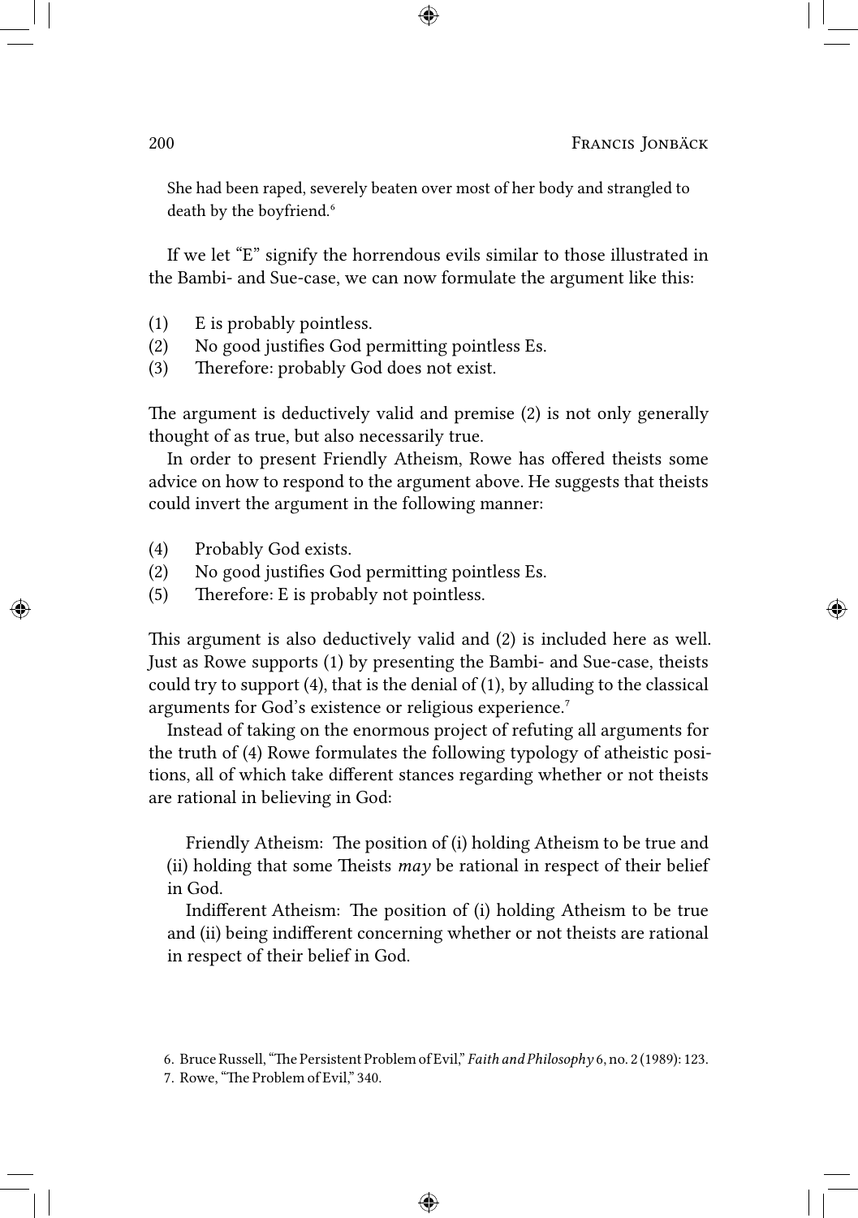She had been raped, severely beaten over most of her body and strangled to death by the boyfriend.[6]

If we let "E" signify the horrendous evils similar to those illustrated in the Bambi- and Sue-case, we can now formulate the argument like this:

(1) E is probably pointless.
(2) No good justifies God permitting pointless Es.
(3) Therefore: probably God does not exist.

The argument is deductively valid and premise (2) is not only generally thought of as true, but also necessarily true.

In order to present Friendly Atheism, Rowe has offered theists some advice on how to respond to the argument above. He suggests that theists could invert the argument in the following manner:

(4) Probably God exists.
(2) No good justifies God permitting pointless Es.
(5) Therefore: E is probably not pointless.

This argument is also deductively valid and (2) is included here as well. Just as Rowe supports (1) by presenting the Bambi- and Sue-case, theists could try to support (4), that is the denial of (1), by alluding to the classical arguments for God's existence or religious experience.[7]

Instead of taking on the enormous project of refuting all arguments for the truth of (4) Rowe formulates the following typology of atheistic positions, all of which take different stances regarding whether or not theists are rational in believing in God:

> Friendly Atheism: The position of (i) holding Atheism to be true and (ii) holding that some Theists *may* be rational in respect of their belief in God.
>
> Indifferent Atheism: The position of (i) holding Atheism to be true and (ii) being indifferent concerning whether or not theists are rational in respect of their belief in God.

6. Bruce Russell, "The Persistent Problem of Evil," *Faith and Philosophy* 6, no. 2 (1989): 123.
7. Rowe, "The Problem of Evil," 340.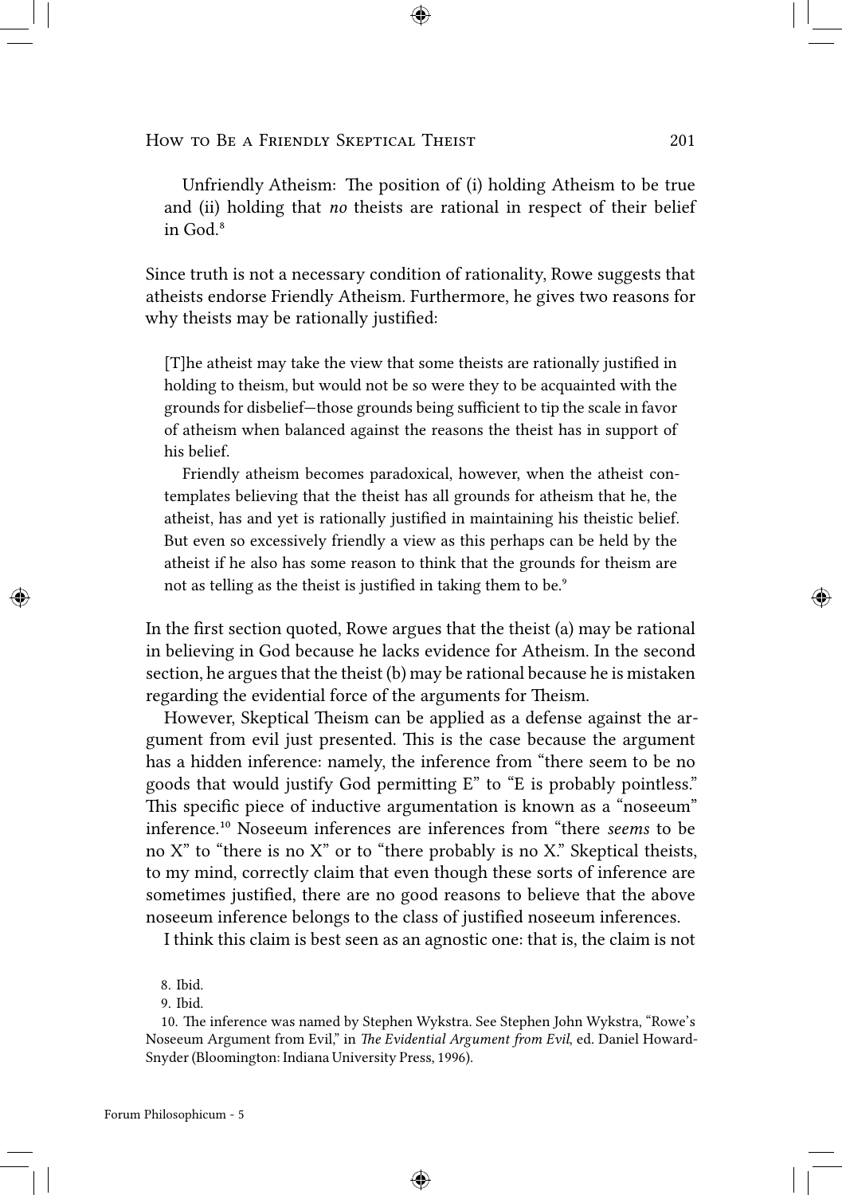Unfriendly Atheism: The position of (i) holding Atheism to be true and (ii) holding that *no* theists are rational in respect of their belief in God.[8]

Since truth is not a necessary condition of rationality, Rowe suggests that atheists endorse Friendly Atheism. Furthermore, he gives two reasons for why theists may be rationally justified:

> [T]he atheist may take the view that some theists are rationally justified in holding to theism, but would not be so were they to be acquainted with the grounds for disbelief—those grounds being sufficient to tip the scale in favor of atheism when balanced against the reasons the theist has in support of his belief.
>
> Friendly atheism becomes paradoxical, however, when the atheist contemplates believing that the theist has all grounds for atheism that he, the atheist, has and yet is rationally justified in maintaining his theistic belief. But even so excessively friendly a view as this perhaps can be held by the atheist if he also has some reason to think that the grounds for theism are not as telling as the theist is justified in taking them to be.[9]

In the first section quoted, Rowe argues that the theist (a) may be rational in believing in God because he lacks evidence for Atheism. In the second section, he argues that the theist (b) may be rational because he is mistaken regarding the evidential force of the arguments for Theism.

However, Skeptical Theism can be applied as a defense against the argument from evil just presented. This is the case because the argument has a hidden inference: namely, the inference from "there seem to be no goods that would justify God permitting E" to "E is probably pointless." This specific piece of inductive argumentation is known as a "noseeum" inference.[10] Noseeum inferences are inferences from "there *seems* to be no X" to "there is no X" or to "there probably is no X." Skeptical theists, to my mind, correctly claim that even though these sorts of inference are sometimes justified, there are no good reasons to believe that the above noseeum inference belongs to the class of justified noseeum inferences.

I think this claim is best seen as an agnostic one: that is, the claim is not

8. Ibid.

9. Ibid.

10. The inference was named by Stephen Wykstra. See Stephen John Wykstra, "Rowe's Noseeum Argument from Evil," in *The Evidential Argument from Evil*, ed. Daniel Howard-Snyder (Bloomington: Indiana University Press, 1996).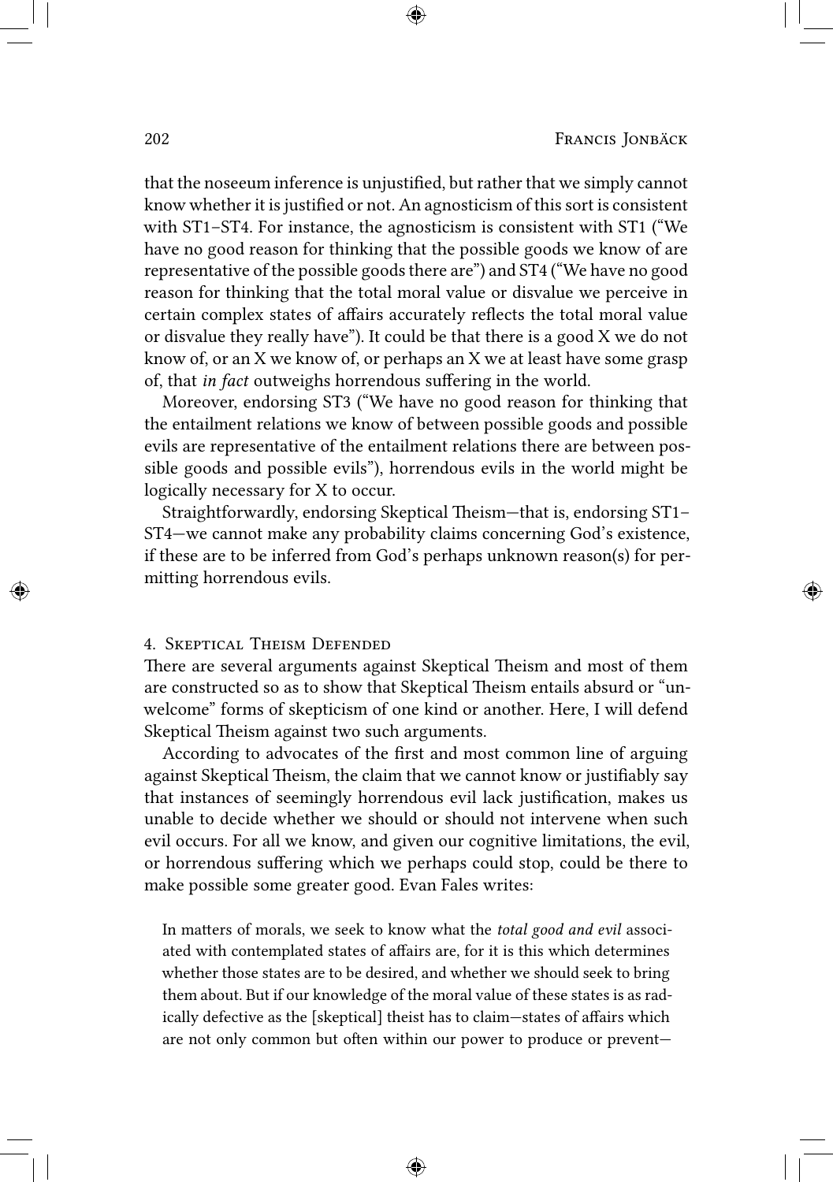that the noseeum inference is unjustified, but rather that we simply cannot know whether it is justified or not. An agnosticism of this sort is consistent with ST1–ST4. For instance, the agnosticism is consistent with ST1 ("We have no good reason for thinking that the possible goods we know of are representative of the possible goods there are") and ST4 ("We have no good reason for thinking that the total moral value or disvalue we perceive in certain complex states of affairs accurately reflects the total moral value or disvalue they really have"). It could be that there is a good X we do not know of, or an X we know of, or perhaps an X we at least have some grasp of, that *in fact* outweighs horrendous suffering in the world.

Moreover, endorsing ST3 ("We have no good reason for thinking that the entailment relations we know of between possible goods and possible evils are representative of the entailment relations there are between possible goods and possible evils"), horrendous evils in the world might be logically necessary for X to occur.

Straightforwardly, endorsing Skeptical Theism—that is, endorsing ST1–ST4—we cannot make any probability claims concerning God's existence, if these are to be inferred from God's perhaps unknown reason(s) for permitting horrendous evils.

## 4. Skeptical Theism Defended

There are several arguments against Skeptical Theism and most of them are constructed so as to show that Skeptical Theism entails absurd or "unwelcome" forms of skepticism of one kind or another. Here, I will defend Skeptical Theism against two such arguments.

According to advocates of the first and most common line of arguing against Skeptical Theism, the claim that we cannot know or justifiably say that instances of seemingly horrendous evil lack justification, makes us unable to decide whether we should or should not intervene when such evil occurs. For all we know, and given our cognitive limitations, the evil, or horrendous suffering which we perhaps could stop, could be there to make possible some greater good. Evan Fales writes:

> In matters of morals, we seek to know what the *total good and evil* associated with contemplated states of affairs are, for it is this which determines whether those states are to be desired, and whether we should seek to bring them about. But if our knowledge of the moral value of these states is as radically defective as the [skeptical] theist has to claim—states of affairs which are not only common but often within our power to produce or prevent—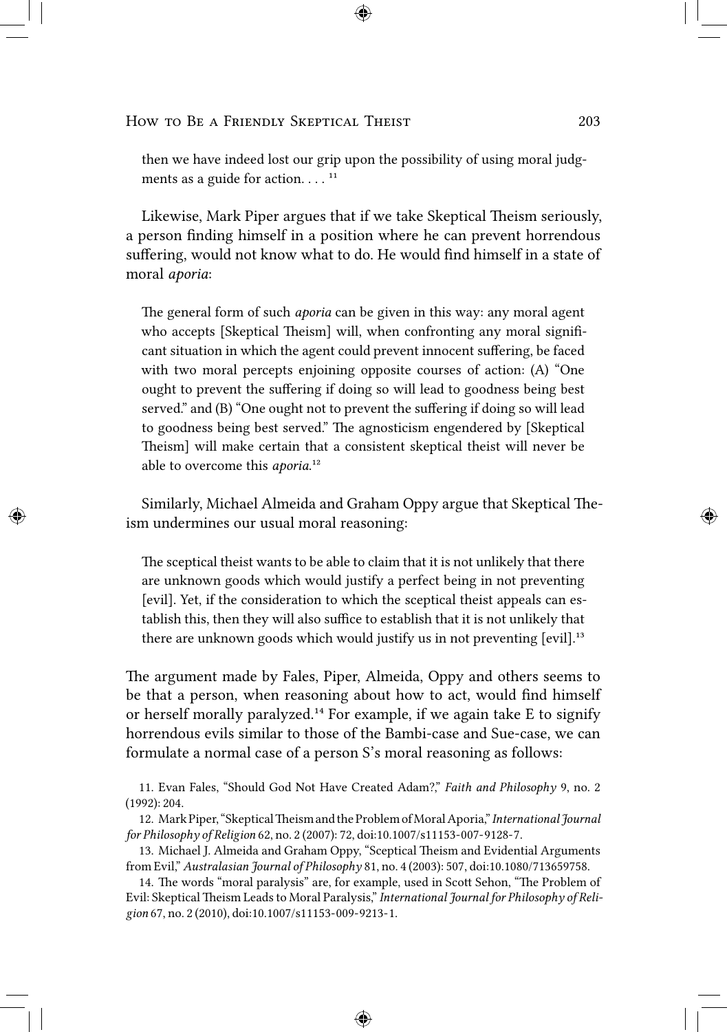then we have indeed lost our grip upon the possibility of using moral judgments as a guide for action. . . . [11]

Likewise, Mark Piper argues that if we take Skeptical Theism seriously, a person finding himself in a position where he can prevent horrendous suffering, would not know what to do. He would find himself in a state of moral *aporia*:

> The general form of such *aporia* can be given in this way: any moral agent who accepts [Skeptical Theism] will, when confronting any moral significant situation in which the agent could prevent innocent suffering, be faced with two moral percepts enjoining opposite courses of action: (A) "One ought to prevent the suffering if doing so will lead to goodness being best served." and (B) "One ought not to prevent the suffering if doing so will lead to goodness being best served." The agnosticism engendered by [Skeptical Theism] will make certain that a consistent skeptical theist will never be able to overcome this *aporia*.[12]

Similarly, Michael Almeida and Graham Oppy argue that Skeptical Theism undermines our usual moral reasoning:

> The sceptical theist wants to be able to claim that it is not unlikely that there are unknown goods which would justify a perfect being in not preventing [evil]. Yet, if the consideration to which the sceptical theist appeals can establish this, then they will also suffice to establish that it is not unlikely that there are unknown goods which would justify us in not preventing [evil].[13]

The argument made by Fales, Piper, Almeida, Oppy and others seems to be that a person, when reasoning about how to act, would find himself or herself morally paralyzed.[14] For example, if we again take E to signify horrendous evils similar to those of the Bambi-case and Sue-case, we can formulate a normal case of a person S's moral reasoning as follows:

11. Evan Fales, "Should God Not Have Created Adam?," *Faith and Philosophy* 9, no. 2 (1992): 204.

12. Mark Piper, "Skeptical Theism and the Problem of Moral Aporia," *International Journal for Philosophy of Religion* 62, no. 2 (2007): 72, doi:10.1007/s11153-007-9128-7.

13. Michael J. Almeida and Graham Oppy, "Sceptical Theism and Evidential Arguments from Evil," *Australasian Journal of Philosophy* 81, no. 4 (2003): 507, doi:10.1080/713659758.

14. The words "moral paralysis" are, for example, used in Scott Sehon, "The Problem of Evil: Skeptical Theism Leads to Moral Paralysis," *International Journal for Philosophy of Religion* 67, no. 2 (2010), doi:10.1007/s11153-009-9213-1.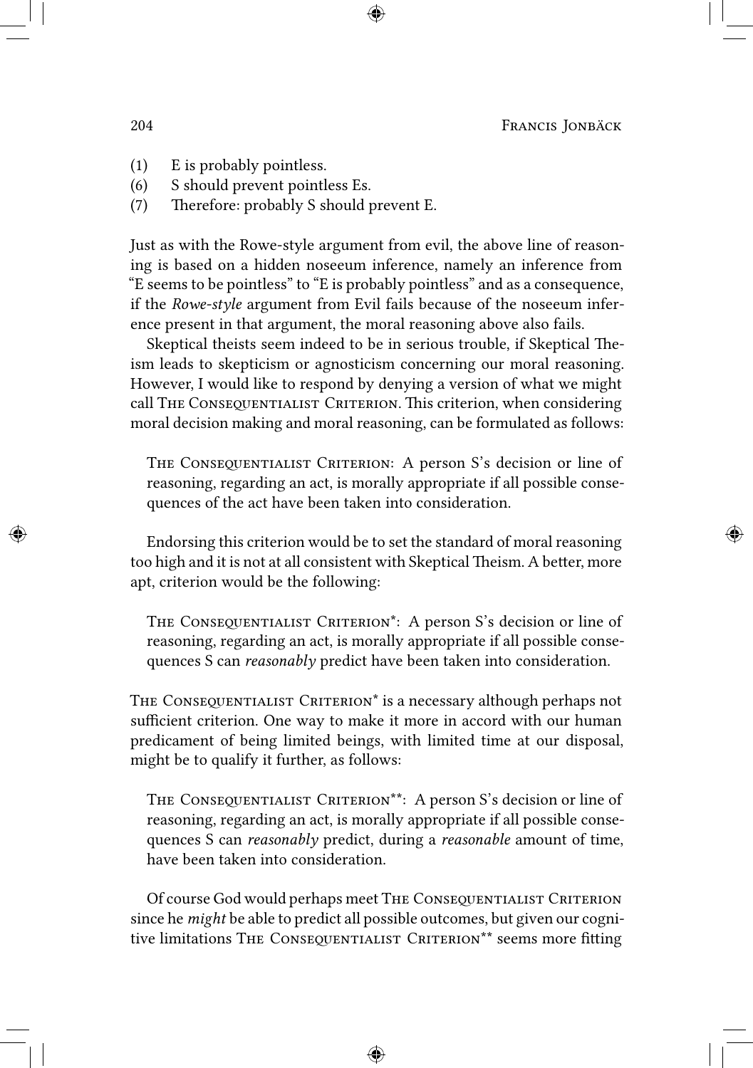(1) E is probably pointless.
(6) S should prevent pointless Es.
(7) Therefore: probably S should prevent E.

Just as with the Rowe-style argument from evil, the above line of reasoning is based on a hidden noseeum inference, namely an inference from "E seems to be pointless" to "E is probably pointless" and as a consequence, if the *Rowe-style* argument from Evil fails because of the noseeum inference present in that argument, the moral reasoning above also fails.

Skeptical theists seem indeed to be in serious trouble, if Skeptical Theism leads to skepticism or agnosticism concerning our moral reasoning. However, I would like to respond by denying a version of what we might call The Consequentialist Criterion. This criterion, when considering moral decision making and moral reasoning, can be formulated as follows:

> The Consequentialist Criterion: A person S's decision or line of reasoning, regarding an act, is morally appropriate if all possible consequences of the act have been taken into consideration.

Endorsing this criterion would be to set the standard of moral reasoning too high and it is not at all consistent with Skeptical Theism. A better, more apt, criterion would be the following:

> The Consequentialist Criterion*: A person S's decision or line of reasoning, regarding an act, is morally appropriate if all possible consequences S can *reasonably* predict have been taken into consideration.

The Consequentialist Criterion* is a necessary although perhaps not sufficient criterion. One way to make it more in accord with our human predicament of being limited beings, with limited time at our disposal, might be to qualify it further, as follows:

> The Consequentialist Criterion**: A person S's decision or line of reasoning, regarding an act, is morally appropriate if all possible consequences S can *reasonably* predict, during a *reasonable* amount of time, have been taken into consideration.

Of course God would perhaps meet The Consequentialist Criterion since he *might* be able to predict all possible outcomes, but given our cognitive limitations The Consequentialist Criterion** seems more fitting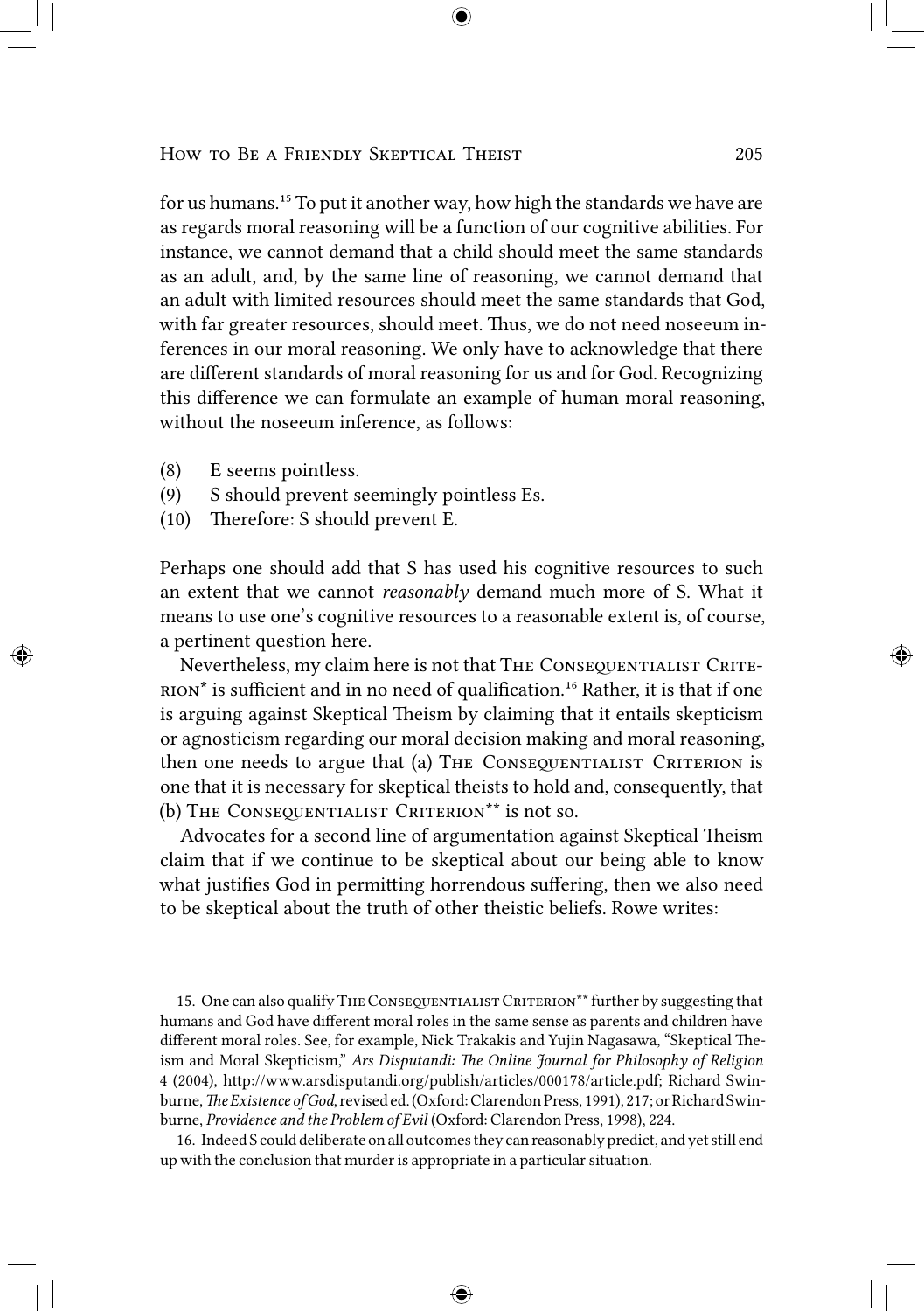for us humans.[15] To put it another way, how high the standards we have are as regards moral reasoning will be a function of our cognitive abilities. For instance, we cannot demand that a child should meet the same standards as an adult, and, by the same line of reasoning, we cannot demand that an adult with limited resources should meet the same standards that God, with far greater resources, should meet. Thus, we do not need noseeum inferences in our moral reasoning. We only have to acknowledge that there are different standards of moral reasoning for us and for God. Recognizing this difference we can formulate an example of human moral reasoning, without the noseeum inference, as follows:

(8) E seems pointless.
(9) S should prevent seemingly pointless Es.
(10) Therefore: S should prevent E.

Perhaps one should add that S has used his cognitive resources to such an extent that we cannot *reasonably* demand much more of S. What it means to use one's cognitive resources to a reasonable extent is, of course, a pertinent question here.

Nevertheless, my claim here is not that The Consequentialist Criterion* is sufficient and in no need of qualification.[16] Rather, it is that if one is arguing against Skeptical Theism by claiming that it entails skepticism or agnosticism regarding our moral decision making and moral reasoning, then one needs to argue that (a) The Consequentialist Criterion is one that it is necessary for skeptical theists to hold and, consequently, that (b) The Consequentialist Criterion** is not so.

Advocates for a second line of argumentation against Skeptical Theism claim that if we continue to be skeptical about our being able to know what justifies God in permitting horrendous suffering, then we also need to be skeptical about the truth of other theistic beliefs. Rowe writes:

15. One can also qualify The Consequentialist Criterion** further by suggesting that humans and God have different moral roles in the same sense as parents and children have different moral roles. See, for example, Nick Trakakis and Yujin Nagasawa, "Skeptical Theism and Moral Skepticism," *Ars Disputandi: The Online Journal for Philosophy of Religion* 4 (2004), http://www.arsdisputandi.org/publish/articles/000178/article.pdf; Richard Swinburne, *The Existence of God*, revised ed. (Oxford: Clarendon Press, 1991), 217; or Richard Swinburne, *Providence and the Problem of Evil* (Oxford: Clarendon Press, 1998), 224.

16. Indeed S could deliberate on all outcomes they can reasonably predict, and yet still end up with the conclusion that murder is appropriate in a particular situation.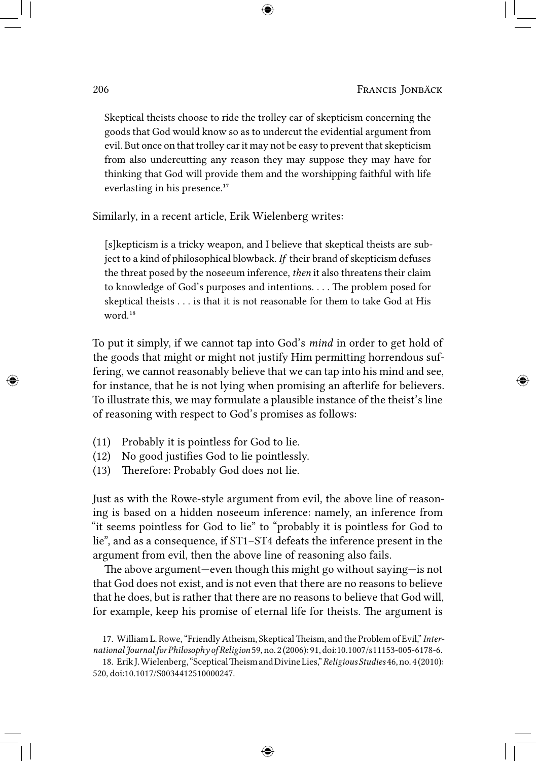> Skeptical theists choose to ride the trolley car of skepticism concerning the goods that God would know so as to undercut the evidential argument from evil. But once on that trolley car it may not be easy to prevent that skepticism from also undercutting any reason they may suppose they may have for thinking that God will provide them and the worshipping faithful with life everlasting in his presence.[17]

Similarly, in a recent article, Erik Wielenberg writes:

> [s]kepticism is a tricky weapon, and I believe that skeptical theists are subject to a kind of philosophical blowback. *If* their brand of skepticism defuses the threat posed by the noseeum inference, *then* it also threatens their claim to knowledge of God's purposes and intentions. . . . The problem posed for skeptical theists . . . is that it is not reasonable for them to take God at His word.[18]

To put it simply, if we cannot tap into God's *mind* in order to get hold of the goods that might or might not justify Him permitting horrendous suffering, we cannot reasonably believe that we can tap into his mind and see, for instance, that he is not lying when promising an afterlife for believers. To illustrate this, we may formulate a plausible instance of the theist's line of reasoning with respect to God's promises as follows:

(11) Probably it is pointless for God to lie.
(12) No good justifies God to lie pointlessly.
(13) Therefore: Probably God does not lie.

Just as with the Rowe-style argument from evil, the above line of reasoning is based on a hidden noseeum inference: namely, an inference from "it seems pointless for God to lie" to "probably it is pointless for God to lie", and as a consequence, if ST1–ST4 defeats the inference present in the argument from evil, then the above line of reasoning also fails.

The above argument—even though this might go without saying—is not that God does not exist, and is not even that there are no reasons to believe that he does, but is rather that there are no reasons to believe that God will, for example, keep his promise of eternal life for theists. The argument is

17. William L. Rowe, "Friendly Atheism, Skeptical Theism, and the Problem of Evil," *International Journal for Philosophy of Religion* 59, no. 2 (2006): 91, doi:10.1007/s11153-005-6178-6.

18. Erik J. Wielenberg, "Sceptical Theism and Divine Lies," *Religious Studies* 46, no. 4 (2010): 520, doi:10.1017/S0034412510000247.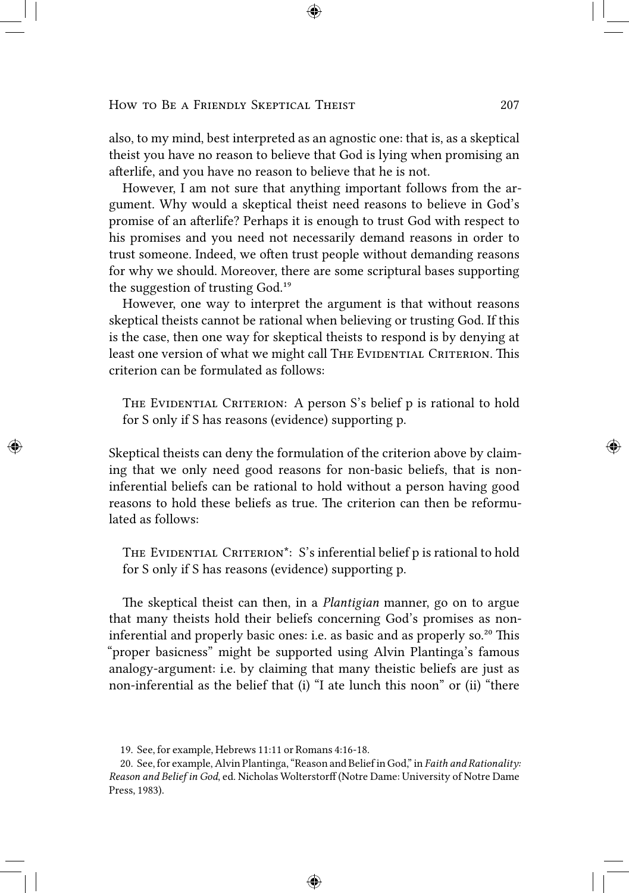also, to my mind, best interpreted as an agnostic one: that is, as a skeptical theist you have no reason to believe that God is lying when promising an afterlife, and you have no reason to believe that he is not.

However, I am not sure that anything important follows from the argument. Why would a skeptical theist need reasons to believe in God's promise of an afterlife? Perhaps it is enough to trust God with respect to his promises and you need not necessarily demand reasons in order to trust someone. Indeed, we often trust people without demanding reasons for why we should. Moreover, there are some scriptural bases supporting the suggestion of trusting God.[19]

However, one way to interpret the argument is that without reasons skeptical theists cannot be rational when believing or trusting God. If this is the case, then one way for skeptical theists to respond is by denying at least one version of what we might call The Evidential Criterion. This criterion can be formulated as follows:

> The Evidential Criterion: A person S's belief p is rational to hold for S only if S has reasons (evidence) supporting p.

Skeptical theists can deny the formulation of the criterion above by claiming that we only need good reasons for non-basic beliefs, that is non-inferential beliefs can be rational to hold without a person having good reasons to hold these beliefs as true. The criterion can then be reformulated as follows:

> The Evidential Criterion*: S's inferential belief p is rational to hold for S only if S has reasons (evidence) supporting p.

The skeptical theist can then, in a *Plantigian* manner, go on to argue that many theists hold their beliefs concerning God's promises as non-inferential and properly basic ones: i.e. as basic and as properly so.[20] This "proper basicness" might be supported using Alvin Plantinga's famous analogy-argument: i.e. by claiming that many theistic beliefs are just as non-inferential as the belief that (i) "I ate lunch this noon" or (ii) "there

19. See, for example, Hebrews 11:11 or Romans 4:16-18.

20. See, for example, Alvin Plantinga, "Reason and Belief in God," in *Faith and Rationality: Reason and Belief in God*, ed. Nicholas Wolterstorff (Notre Dame: University of Notre Dame Press, 1983).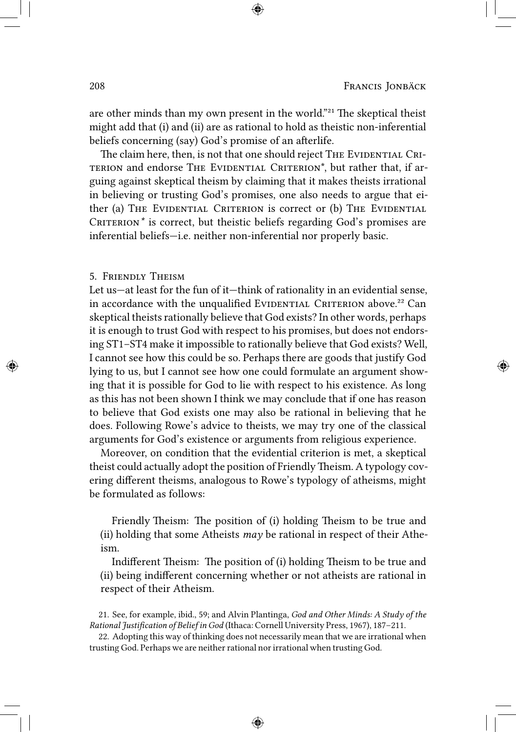are other minds than my own present in the world."[21] The skeptical theist might add that (i) and (ii) are as rational to hold as theistic non-inferential beliefs concerning (say) God's promise of an afterlife.

The claim here, then, is not that one should reject The Evidential Criterion and endorse The Evidential Criterion*, but rather that, if arguing against skeptical theism by claiming that it makes theists irrational in believing or trusting God's promises, one also needs to argue that either (a) The Evidential Criterion is correct or (b) The Evidential Criterion* is correct, but theistic beliefs regarding God's promises are inferential beliefs—i.e. neither non-inferential nor properly basic.

## 5. Friendly Theism

Let us—at least for the fun of it—think of rationality in an evidential sense, in accordance with the unqualified Evidential Criterion above.[22] Can skeptical theists rationally believe that God exists? In other words, perhaps it is enough to trust God with respect to his promises, but does not endorsing ST1–ST4 make it impossible to rationally believe that God exists? Well, I cannot see how this could be so. Perhaps there are goods that justify God lying to us, but I cannot see how one could formulate an argument showing that it is possible for God to lie with respect to his existence. As long as this has not been shown I think we may conclude that if one has reason to believe that God exists one may also be rational in believing that he does. Following Rowe's advice to theists, we may try one of the classical arguments for God's existence or arguments from religious experience.

Moreover, on condition that the evidential criterion is met, a skeptical theist could actually adopt the position of Friendly Theism. A typology covering different theisms, analogous to Rowe's typology of atheisms, might be formulated as follows:

> Friendly Theism: The position of (i) holding Theism to be true and (ii) holding that some Atheists *may* be rational in respect of their Atheism.
>
> Indifferent Theism: The position of (i) holding Theism to be true and (ii) being indifferent concerning whether or not atheists are rational in respect of their Atheism.

21. See, for example, ibid., 59; and Alvin Plantinga, *God and Other Minds: A Study of the Rational Justification of Belief in God* (Ithaca: Cornell University Press, 1967), 187–211.

22. Adopting this way of thinking does not necessarily mean that we are irrational when trusting God. Perhaps we are neither rational nor irrational when trusting God.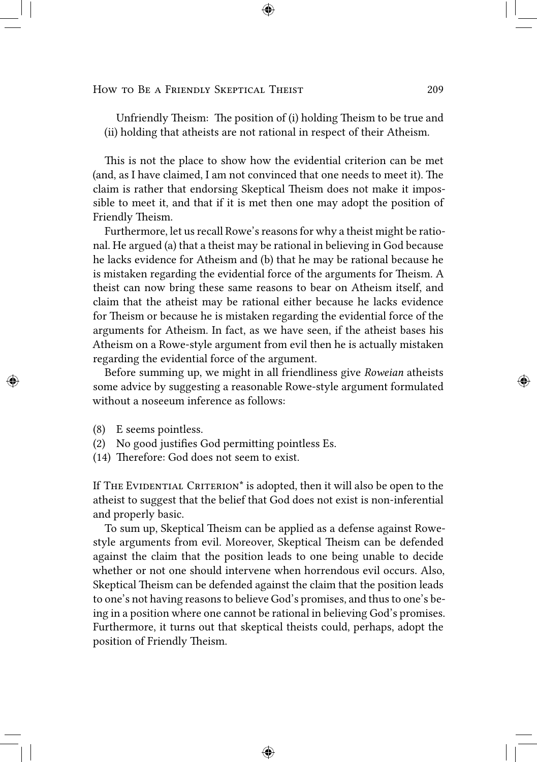Unfriendly Theism: The position of (i) holding Theism to be true and (ii) holding that atheists are not rational in respect of their Atheism.

This is not the place to show how the evidential criterion can be met (and, as I have claimed, I am not convinced that one needs to meet it). The claim is rather that endorsing Skeptical Theism does not make it impossible to meet it, and that if it is met then one may adopt the position of Friendly Theism.

Furthermore, let us recall Rowe's reasons for why a theist might be rational. He argued (a) that a theist may be rational in believing in God because he lacks evidence for Atheism and (b) that he may be rational because he is mistaken regarding the evidential force of the arguments for Theism. A theist can now bring these same reasons to bear on Atheism itself, and claim that the atheist may be rational either because he lacks evidence for Theism or because he is mistaken regarding the evidential force of the arguments for Atheism. In fact, as we have seen, if the atheist bases his Atheism on a Rowe-style argument from evil then he is actually mistaken regarding the evidential force of the argument.

Before summing up, we might in all friendliness give *Roweian* atheists some advice by suggesting a reasonable Rowe-style argument formulated without a noseeum inference as follows:

(8) E seems pointless.
(2) No good justifies God permitting pointless Es.
(14) Therefore: God does not seem to exist.

If The Evidential Criterion* is adopted, then it will also be open to the atheist to suggest that the belief that God does not exist is non-inferential and properly basic.

To sum up, Skeptical Theism can be applied as a defense against Rowe-style arguments from evil. Moreover, Skeptical Theism can be defended against the claim that the position leads to one being unable to decide whether or not one should intervene when horrendous evil occurs. Also, Skeptical Theism can be defended against the claim that the position leads to one's not having reasons to believe God's promises, and thus to one's being in a position where one cannot be rational in believing God's promises. Furthermore, it turns out that skeptical theists could, perhaps, adopt the position of Friendly Theism.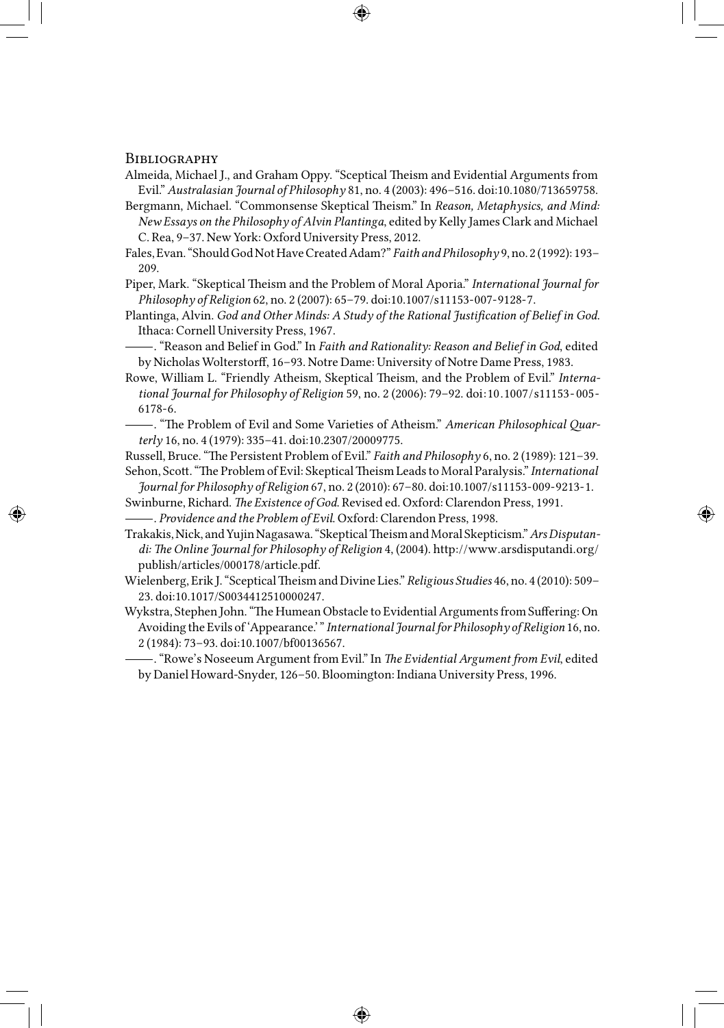## Bibliography

Almeida, Michael J., and Graham Oppy. "Sceptical Theism and Evidential Arguments from Evil." *Australasian Journal of Philosophy* 81, no. 4 (2003): 496–516. doi:10.1080/713659758.

Bergmann, Michael. "Commonsense Skeptical Theism." In *Reason, Metaphysics, and Mind: New Essays on the Philosophy of Alvin Plantinga*, edited by Kelly James Clark and Michael C. Rea, 9–37. New York: Oxford University Press, 2012.

Fales, Evan. "Should God Not Have Created Adam?" *Faith and Philosophy* 9, no. 2 (1992): 193–209.

Piper, Mark. "Skeptical Theism and the Problem of Moral Aporia." *International Journal for Philosophy of Religion* 62, no. 2 (2007): 65–79. doi:10.1007/s11153-007-9128-7.

Plantinga, Alvin. *God and Other Minds: A Study of the Rational Justification of Belief in God*. Ithaca: Cornell University Press, 1967.

———. "Reason and Belief in God." In *Faith and Rationality: Reason and Belief in God*, edited by Nicholas Wolterstorff, 16–93. Notre Dame: University of Notre Dame Press, 1983.

Rowe, William L. "Friendly Atheism, Skeptical Theism, and the Problem of Evil." *International Journal for Philosophy of Religion* 59, no. 2 (2006): 79–92. doi:10.1007/s11153-005-6178-6.

———. "The Problem of Evil and Some Varieties of Atheism." *American Philosophical Quarterly* 16, no. 4 (1979): 335–41. doi:10.2307/20009775.

Russell, Bruce. "The Persistent Problem of Evil." *Faith and Philosophy* 6, no. 2 (1989): 121–39.

Sehon, Scott. "The Problem of Evil: Skeptical Theism Leads to Moral Paralysis." *International Journal for Philosophy of Religion* 67, no. 2 (2010): 67–80. doi:10.1007/s11153-009-9213-1.

Swinburne, Richard. *The Existence of God*. Revised ed. Oxford: Clarendon Press, 1991.

———. *Providence and the Problem of Evil*. Oxford: Clarendon Press, 1998.

Trakakis, Nick, and Yujin Nagasawa. "Skeptical Theism and Moral Skepticism." *Ars Disputandi: The Online Journal for Philosophy of Religion* 4, (2004). http://www.arsdisputandi.org/publish/articles/000178/article.pdf.

Wielenberg, Erik J. "Sceptical Theism and Divine Lies." *Religious Studies* 46, no. 4 (2010): 509–23. doi:10.1017/S0034412510000247.

Wykstra, Stephen John. "The Humean Obstacle to Evidential Arguments from Suffering: On Avoiding the Evils of 'Appearance.' " *International Journal for Philosophy of Religion* 16, no. 2 (1984): 73–93. doi:10.1007/bf00136567.

———. "Rowe's Noseeum Argument from Evil." In *The Evidential Argument from Evil*, edited by Daniel Howard-Snyder, 126–50. Bloomington: Indiana University Press, 1996.